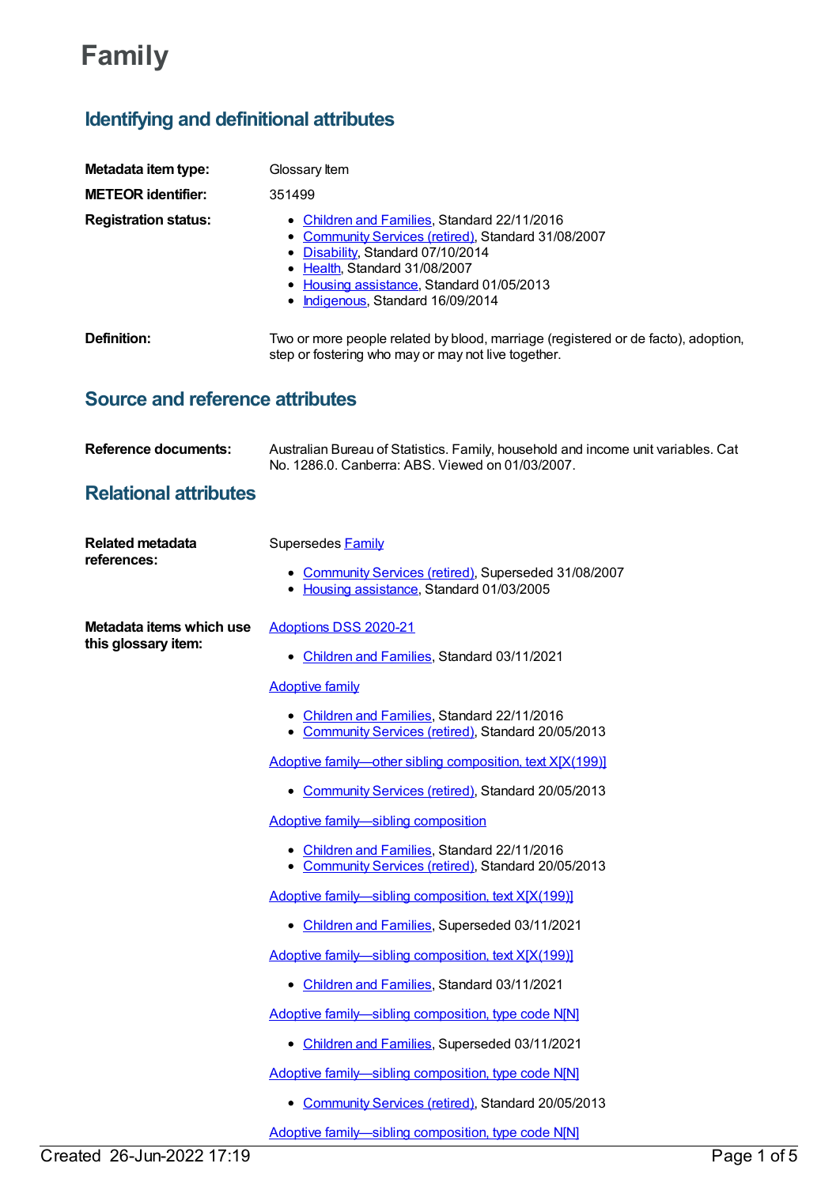# Family

## Identifying and definitional attributes

**Metadata item type:** Glossary Item

**METEOR identifier:** 351499

**Registration status:**

- Children and Families, Standard 22/11/2016
- Community Services (retired), Standard 31/08/2007
- Disability, Standard 07/10/2014
- Health, Standard 31/08/2007
- Housing assistance, Standard 01/05/2013
- Indigenous, Standard 16/09/2014

**Definition:** Two or more people related by blood, marriage (registered or de facto), adoption, step or fostering who may or may not live together.

## Source and reference attributes

**Reference documents:** Australian Bureau of Statistics. Family, household and income unit variables. Cat No. 1286.0. Canberra: ABS. Viewed on 01/03/2007.

## Relational attributes

**Related metadata references:**

Supersedes Family

- Community Services (retired), Superseded 31/08/2007
- Housing assistance, Standard 01/03/2005

**Metadata items which use this glossary item:**

Adoptions DSS 2020-21

- Children and Families, Standard 03/11/2021

Adoptive family

- Children and Families, Standard 22/11/2016
- Community Services (retired), Standard 20/05/2013

Adoptive family—other sibling composition, text X[X(199)]

- Community Services (retired), Standard 20/05/2013

Adoptive family—sibling composition

- Children and Families, Standard 22/11/2016
- Community Services (retired), Standard 20/05/2013

Adoptive family—sibling composition, text X[X(199)]

- Children and Families, Superseded 03/11/2021

Adoptive family—sibling composition, text X[X(199)]

- Children and Families, Standard 03/11/2021

Adoptive family—sibling composition, type code N[N]

- Children and Families, Superseded 03/11/2021

Adoptive family—sibling composition, type code N[N]

- Community Services (retired), Standard 20/05/2013

Adoptive family—sibling composition, type code N[N]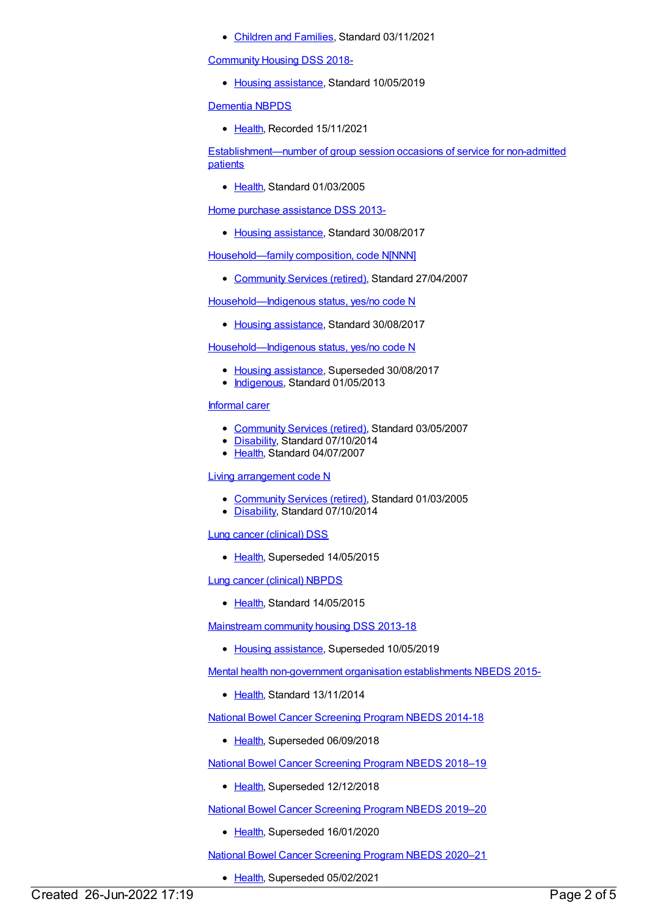- Children and Families, Standard 03/11/2021

Community Housing DSS 2018-

- Housing assistance, Standard 10/05/2019

Dementia NBPDS

- Health, Recorded 15/11/2021

Establishment—number of group session occasions of service for non-admitted patients

- Health, Standard 01/03/2005

Home purchase assistance DSS 2013-

- Housing assistance, Standard 30/08/2017

Household—family composition, code N[NNN]

- Community Services (retired), Standard 27/04/2007

Household—Indigenous status, yes/no code N

- Housing assistance, Standard 30/08/2017

Household—Indigenous status, yes/no code N

- Housing assistance, Superseded 30/08/2017
- Indigenous, Standard 01/05/2013

Informal carer

- Community Services (retired), Standard 03/05/2007
- Disability, Standard 07/10/2014
- Health, Standard 04/07/2007

Living arrangement code N

- Community Services (retired), Standard 01/03/2005
- Disability, Standard 07/10/2014

Lung cancer (clinical) DSS

- Health, Superseded 14/05/2015

Lung cancer (clinical) NBPDS

- Health, Standard 14/05/2015

Mainstream community housing DSS 2013-18

- Housing assistance, Superseded 10/05/2019

Mental health non-government organisation establishments NBEDS 2015-

- Health, Standard 13/11/2014

National Bowel Cancer Screening Program NBEDS 2014-18

- Health, Superseded 06/09/2018

National Bowel Cancer Screening Program NBEDS 2018–19

- Health, Superseded 12/12/2018

National Bowel Cancer Screening Program NBEDS 2019–20

- Health, Superseded 16/01/2020

National Bowel Cancer Screening Program NBEDS 2020–21

- Health, Superseded 05/02/2021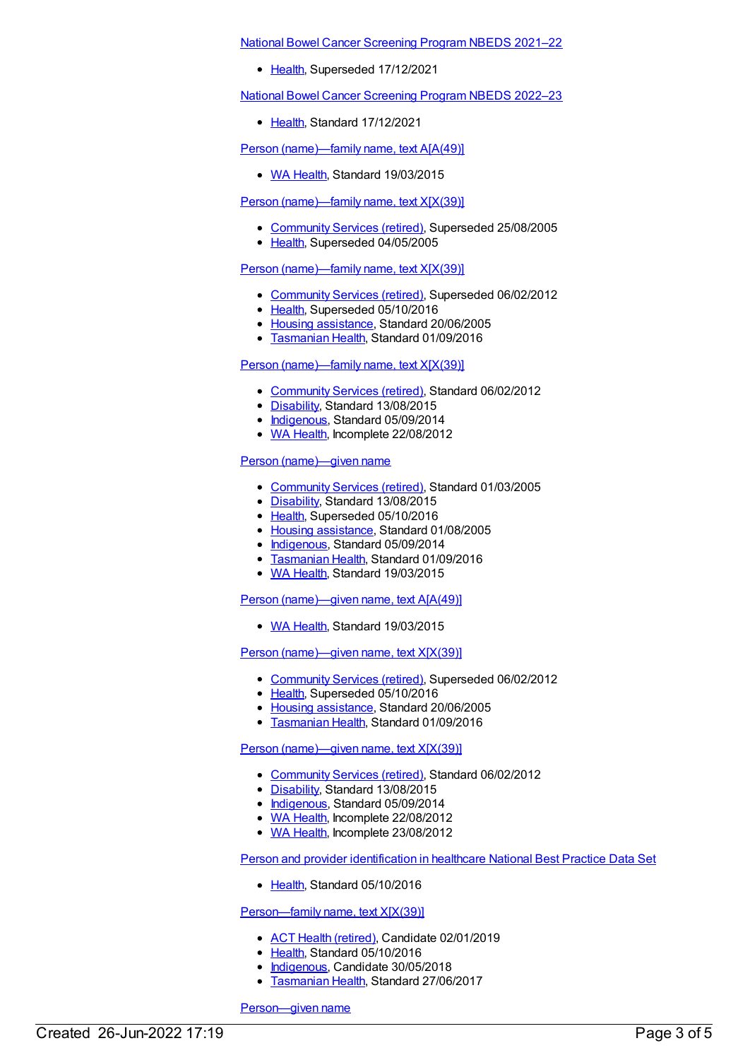[National Bowel Cancer Screening Program NBEDS 2021–22]

- Health, Superseded 17/12/2021

National Bowel Cancer Screening Program NBEDS 2022–23

- Health, Standard 17/12/2021

Person (name)—family name, text A[A(49)]

- WA Health, Standard 19/03/2015

Person (name)—family name, text X[X(39)]

- Community Services (retired), Superseded 25/08/2005
- Health, Superseded 04/05/2005

Person (name)—family name, text X[X(39)]

- Community Services (retired), Superseded 06/02/2012
- Health, Superseded 05/10/2016
- Housing assistance, Standard 20/06/2005
- Tasmanian Health, Standard 01/09/2016

Person (name)—family name, text X[X(39)]

- Community Services (retired), Standard 06/02/2012
- Disability, Standard 13/08/2015
- Indigenous, Standard 05/09/2014
- WA Health, Incomplete 22/08/2012

Person (name)—given name

- Community Services (retired), Standard 01/03/2005
- Disability, Standard 13/08/2015
- Health, Superseded 05/10/2016
- Housing assistance, Standard 01/08/2005
- Indigenous, Standard 05/09/2014
- Tasmanian Health, Standard 01/09/2016
- WA Health, Standard 19/03/2015

Person (name)—given name, text A[A(49)]

- WA Health, Standard 19/03/2015

Person (name)—given name, text X[X(39)]

- Community Services (retired), Superseded 06/02/2012
- Health, Superseded 05/10/2016
- Housing assistance, Standard 20/06/2005
- Tasmanian Health, Standard 01/09/2016

Person (name)—given name, text X[X(39)]

- Community Services (retired), Standard 06/02/2012
- Disability, Standard 13/08/2015
- Indigenous, Standard 05/09/2014
- WA Health, Incomplete 22/08/2012
- WA Health, Incomplete 23/08/2012

Person and provider identification in healthcare National Best Practice Data Set

- Health, Standard 05/10/2016

Person—family name, text X[X(39)]

- ACT Health (retired), Candidate 02/01/2019
- Health, Standard 05/10/2016
- Indigenous, Candidate 30/05/2018
- Tasmanian Health, Standard 27/06/2017

Person—given name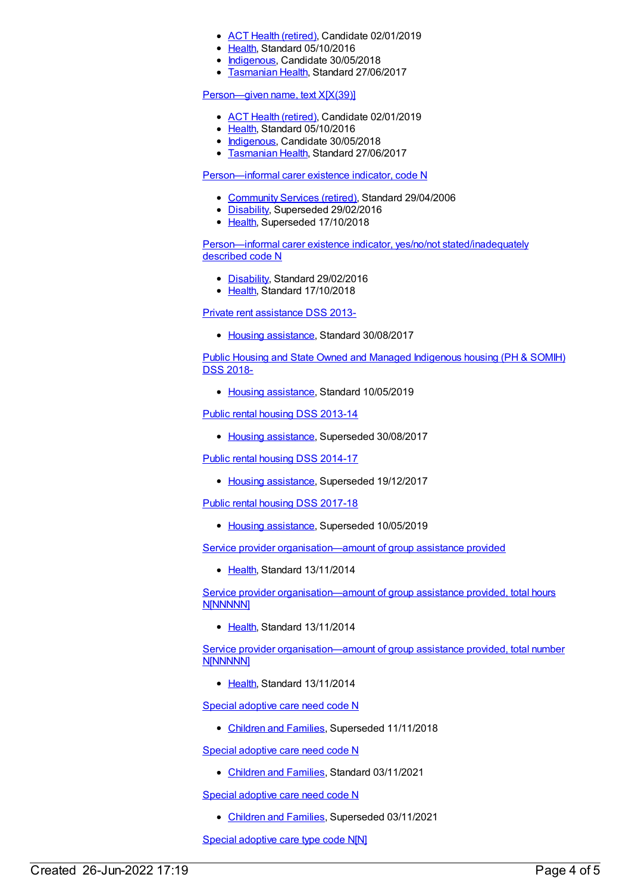- ACT Health (retired), Candidate 02/01/2019
- Health, Standard 05/10/2016
- Indigenous, Candidate 30/05/2018
- Tasmanian Health, Standard 27/06/2017

Person—given name, text X[X(39)]

- ACT Health (retired), Candidate 02/01/2019
- Health, Standard 05/10/2016
- Indigenous, Candidate 30/05/2018
- Tasmanian Health, Standard 27/06/2017

Person—informal carer existence indicator, code N

- Community Services (retired), Standard 29/04/2006
- Disability, Superseded 29/02/2016
- Health, Superseded 17/10/2018

Person—informal carer existence indicator, yes/no/not stated/inadequately described code N

- Disability, Standard 29/02/2016
- Health, Standard 17/10/2018

Private rent assistance DSS 2013-

- Housing assistance, Standard 30/08/2017

Public Housing and State Owned and Managed Indigenous housing (PH & SOMIH) DSS 2018-

- Housing assistance, Standard 10/05/2019

Public rental housing DSS 2013-14

- Housing assistance, Superseded 30/08/2017

Public rental housing DSS 2014-17

- Housing assistance, Superseded 19/12/2017

Public rental housing DSS 2017-18

- Housing assistance, Superseded 10/05/2019

Service provider organisation—amount of group assistance provided

- Health, Standard 13/11/2014

Service provider organisation—amount of group assistance provided, total hours N[NNNNN]

- Health, Standard 13/11/2014

Service provider organisation—amount of group assistance provided, total number N[NNNNN]

- Health, Standard 13/11/2014

Special adoptive care need code N

- Children and Families, Superseded 11/11/2018

Special adoptive care need code N

- Children and Families, Standard 03/11/2021

Special adoptive care need code N

- Children and Families, Superseded 03/11/2021

Special adoptive care type code N[N]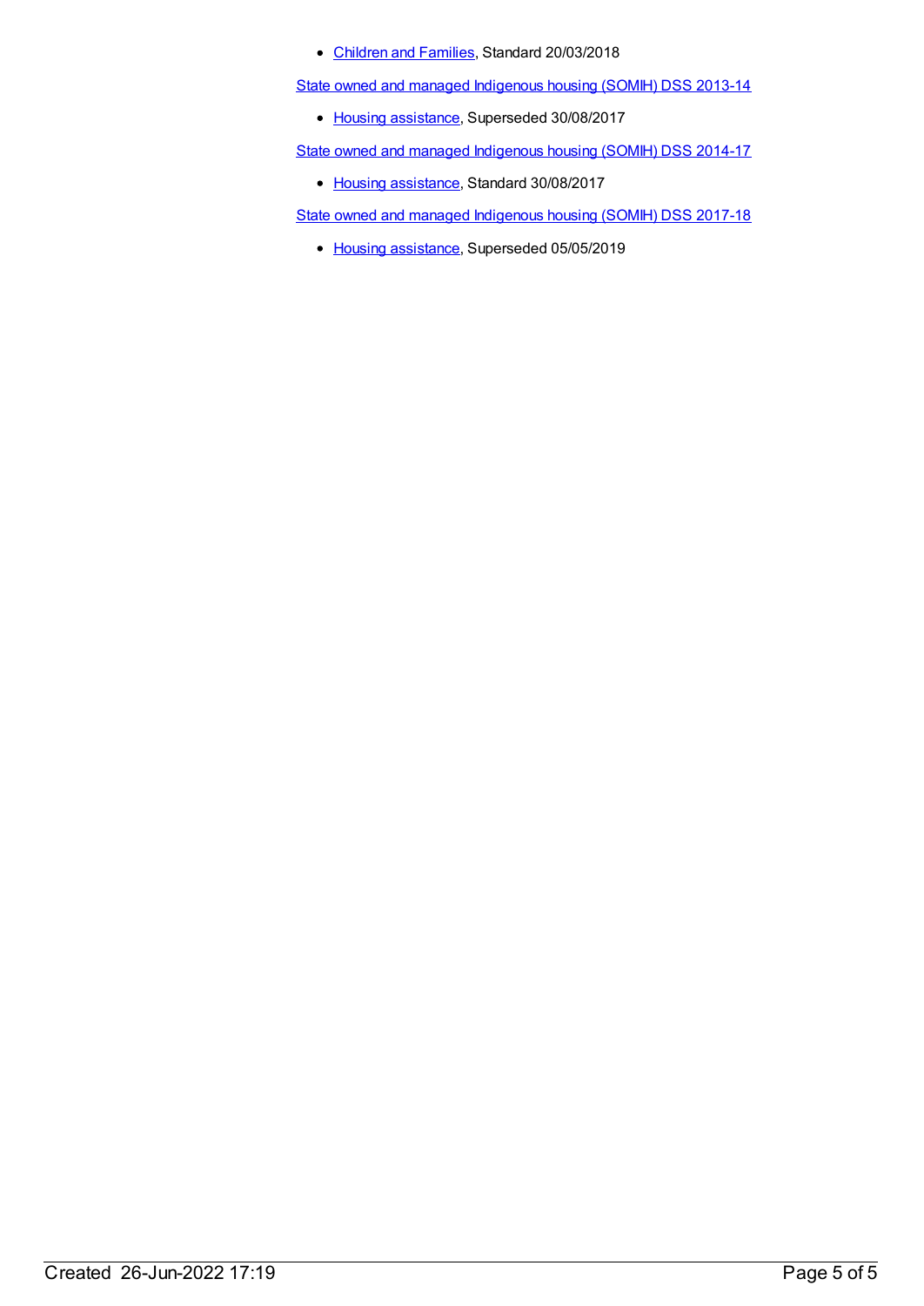- Children and Families, Standard 20/03/2018

State owned and managed Indigenous housing (SOMIH) DSS 2013-14

- Housing assistance, Superseded 30/08/2017

State owned and managed Indigenous housing (SOMIH) DSS 2014-17

- Housing assistance, Standard 30/08/2017

State owned and managed Indigenous housing (SOMIH) DSS 2017-18

- Housing assistance, Superseded 05/05/2019